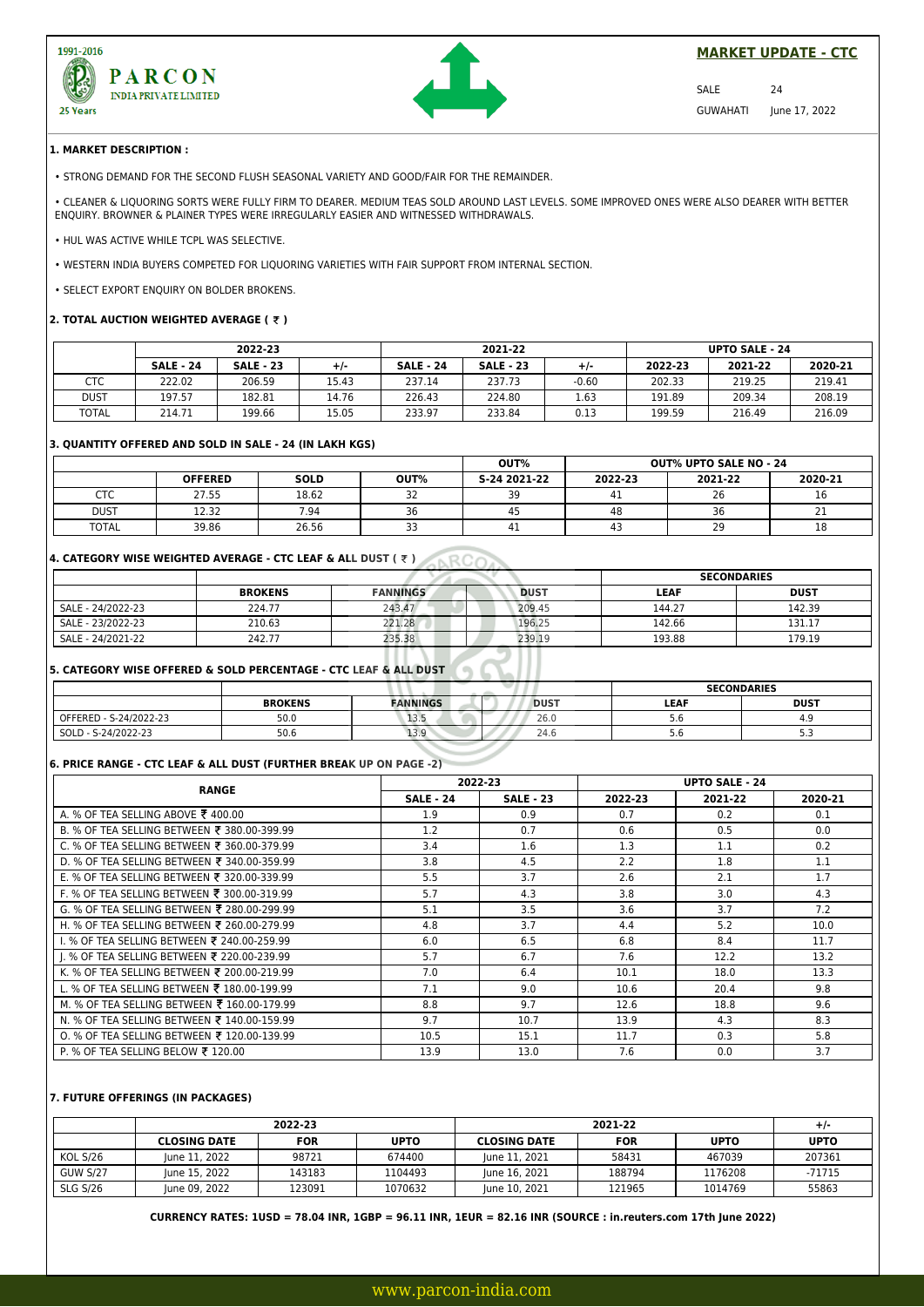PARCON INDIA PRIVATE LIMITED

1991-2016 25 Years

## MARKET UPDATE - CTC

SALE 24

GUWAHATI June 17, 2022

### 1. MARKET DESCRIPTION :

- STRONG DEMAND FOR THE SECOND FLUSH SEASONAL VARIETY AND GOOD/FAIR FOR THE REMAINDER.
- CLEANER & LIQUORING SORTS WERE FULLY FIRM TO DEARER. MEDIUM TEAS SOLD AROUND LAST LEVELS. SOME IMPROVED ONES WERE ALSO DEARER WITH BETTER ENQUIRY. BROWNER & PLAINER TYPES WERE IRREGULARLY EASIER AND WITNESSED WITHDRAWALS.
- HUL WAS ACTIVE WHILE TCPL WAS SELECTIVE.
- WESTERN INDIA BUYERS COMPETED FOR LIQUORING VARIETIES WITH FAIR SUPPORT FROM INTERNAL SECTION.
- SELECT EXPORT ENQUIRY ON BOLDER BROKENS.

### 2. TOTAL AUCTION WEIGHTED AVERAGE ( ₹ )

| | 2022-23 | | | 2021-22 | | | UPTO SALE - 24 | | |
|---|---|---|---|---|---|---|---|---|---|
| | SALE - 24 | SALE - 23 | +/- | SALE - 24 | SALE - 23 | +/- | 2022-23 | 2021-22 | 2020-21 |
| CTC | 222.02 | 206.59 | 15.43 | 237.14 | 237.73 | -0.60 | 202.33 | 219.25 | 219.41 |
| DUST | 197.57 | 182.81 | 14.76 | 226.43 | 224.80 | 1.63 | 191.89 | 209.34 | 208.19 |
| TOTAL | 214.71 | 199.66 | 15.05 | 233.97 | 233.84 | 0.13 | 199.59 | 216.49 | 216.09 |

### 3. QUANTITY OFFERED AND SOLD IN SALE - 24 (IN LAKH KGS)

| | OFFERED | SOLD | OUT% | OUT% S-24 2021-22 | OUT% UPTO SALE NO - 24 2022-23 | 2021-22 | 2020-21 |
|---|---|---|---|---|---|---|---|
| CTC | 27.55 | 18.62 | 32 | 39 | 41 | 26 | 16 |
| DUST | 12.32 | 7.94 | 36 | 45 | 48 | 36 | 21 |
| TOTAL | 39.86 | 26.56 | 33 | 41 | 43 | 29 | 18 |

### 4. CATEGORY WISE WEIGHTED AVERAGE - CTC LEAF & ALL DUST ( ₹ )

| | | | | SECONDARIES | |
|---|---|---|---|---|---|
| | BROKENS | FANNINGS | DUST | LEAF | DUST |
| SALE - 24/2022-23 | 224.77 | 243.47 | 209.45 | 144.27 | 142.39 |
| SALE - 23/2022-23 | 210.63 | 221.28 | 196.25 | 142.66 | 131.17 |
| SALE - 24/2021-22 | 242.77 | 235.38 | 239.19 | 193.88 | 179.19 |

### 5. CATEGORY WISE OFFERED & SOLD PERCENTAGE - CTC LEAF & ALL DUST

| | | | | SECONDARIES | |
|---|---|---|---|---|---|
| | BROKENS | FANNINGS | DUST | LEAF | DUST |
| OFFERED - S-24/2022-23 | 50.0 | 13.5 | 26.0 | 5.6 | 4.9 |
| SOLD - S-24/2022-23 | 50.6 | 13.9 | 24.6 | 5.6 | 5.3 |

### 6. PRICE RANGE - CTC LEAF & ALL DUST (FURTHER BREAK UP ON PAGE -2)

| RANGE | 2022-23 | | UPTO SALE - 24 | | |
|---|---|---|---|---|---|
| | SALE - 24 | SALE - 23 | 2022-23 | 2021-22 | 2020-21 |
| A. % OF TEA SELLING ABOVE ₹ 400.00 | 1.9 | 0.9 | 0.7 | 0.2 | 0.1 |
| B. % OF TEA SELLING BETWEEN ₹ 380.00-399.99 | 1.2 | 0.7 | 0.6 | 0.5 | 0.0 |
| C. % OF TEA SELLING BETWEEN ₹ 360.00-379.99 | 3.4 | 1.6 | 1.3 | 1.1 | 0.2 |
| D. % OF TEA SELLING BETWEEN ₹ 340.00-359.99 | 3.8 | 4.5 | 2.2 | 1.8 | 1.1 |
| E. % OF TEA SELLING BETWEEN ₹ 320.00-339.99 | 5.5 | 3.7 | 2.6 | 2.1 | 1.7 |
| F. % OF TEA SELLING BETWEEN ₹ 300.00-319.99 | 5.7 | 4.3 | 3.8 | 3.0 | 4.3 |
| G. % OF TEA SELLING BETWEEN ₹ 280.00-299.99 | 5.1 | 3.5 | 3.6 | 3.7 | 7.2 |
| H. % OF TEA SELLING BETWEEN ₹ 260.00-279.99 | 4.8 | 3.7 | 4.4 | 5.2 | 10.0 |
| I. % OF TEA SELLING BETWEEN ₹ 240.00-259.99 | 6.0 | 6.5 | 6.8 | 8.4 | 11.7 |
| J. % OF TEA SELLING BETWEEN ₹ 220.00-239.99 | 5.7 | 6.7 | 7.6 | 12.2 | 13.2 |
| K. % OF TEA SELLING BETWEEN ₹ 200.00-219.99 | 7.0 | 6.4 | 10.1 | 18.0 | 13.3 |
| L. % OF TEA SELLING BETWEEN ₹ 180.00-199.99 | 7.1 | 9.0 | 10.6 | 20.4 | 9.8 |
| M. % OF TEA SELLING BETWEEN ₹ 160.00-179.99 | 8.8 | 9.7 | 12.6 | 18.8 | 9.6 |
| N. % OF TEA SELLING BETWEEN ₹ 140.00-159.99 | 9.7 | 10.7 | 13.9 | 4.3 | 8.3 |
| O. % OF TEA SELLING BETWEEN ₹ 120.00-139.99 | 10.5 | 15.1 | 11.7 | 0.3 | 5.8 |
| P. % OF TEA SELLING BELOW ₹ 120.00 | 13.9 | 13.0 | 7.6 | 0.0 | 3.7 |

### 7. FUTURE OFFERINGS (IN PACKAGES)

| | 2022-23 | | | 2021-22 | | | +/- |
|---|---|---|---|---|---|---|---|
| | CLOSING DATE | FOR | UPTO | CLOSING DATE | FOR | UPTO | UPTO |
| KOL S/26 | June 11, 2022 | 98721 | 674400 | June 11, 2021 | 58431 | 467039 | 207361 |
| GUW S/27 | June 15, 2022 | 143183 | 1104493 | June 16, 2021 | 188794 | 1176208 | -71715 |
| SLG S/26 | June 09, 2022 | 123091 | 1070632 | June 10, 2021 | 121965 | 1014769 | 55863 |

**CURRENCY RATES: 1USD = 78.04 INR, 1GBP = 96.11 INR, 1EUR = 82.16 INR (SOURCE : in.reuters.com 17th June 2022)**

www.parcon-india.com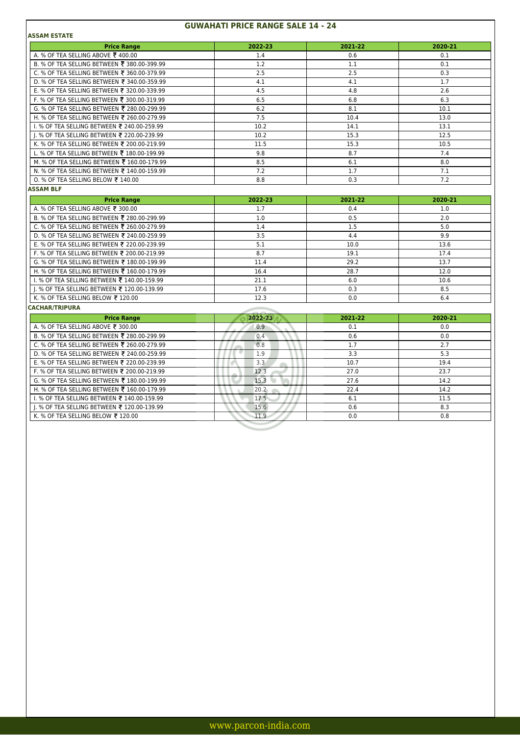## GUWAHATI PRICE RANGE SALE 14 - 24

### ASSAM ESTATE

| Price Range | 2022-23 | 2021-22 | 2020-21 |
|---|---|---|---|
| A. % OF TEA SELLING ABOVE ₹ 400.00 | 1.4 | 0.6 | 0.1 |
| B. % OF TEA SELLING BETWEEN ₹ 380.00-399.99 | 1.2 | 1.1 | 0.1 |
| C. % OF TEA SELLING BETWEEN ₹ 360.00-379.99 | 2.5 | 2.5 | 0.3 |
| D. % OF TEA SELLING BETWEEN ₹ 340.00-359.99 | 4.1 | 4.1 | 1.7 |
| E. % OF TEA SELLING BETWEEN ₹ 320.00-339.99 | 4.5 | 4.8 | 2.6 |
| F. % OF TEA SELLING BETWEEN ₹ 300.00-319.99 | 6.5 | 6.8 | 6.3 |
| G. % OF TEA SELLING BETWEEN ₹ 280.00-299.99 | 6.2 | 8.1 | 10.1 |
| H. % OF TEA SELLING BETWEEN ₹ 260.00-279.99 | 7.5 | 10.4 | 13.0 |
| I. % OF TEA SELLING BETWEEN ₹ 240.00-259.99 | 10.2 | 14.1 | 13.1 |
| J. % OF TEA SELLING BETWEEN ₹ 220.00-239.99 | 10.2 | 15.3 | 12.5 |
| K. % OF TEA SELLING BETWEEN ₹ 200.00-219.99 | 11.5 | 15.3 | 10.5 |
| L. % OF TEA SELLING BETWEEN ₹ 180.00-199.99 | 9.8 | 8.7 | 7.4 |
| M. % OF TEA SELLING BETWEEN ₹ 160.00-179.99 | 8.5 | 6.1 | 8.0 |
| N. % OF TEA SELLING BETWEEN ₹ 140.00-159.99 | 7.2 | 1.7 | 7.1 |
| O. % OF TEA SELLING BELOW ₹ 140.00 | 8.8 | 0.3 | 7.2 |

### ASSAM BLF

| Price Range | 2022-23 | 2021-22 | 2020-21 |
|---|---|---|---|
| A. % OF TEA SELLING ABOVE ₹ 300.00 | 1.7 | 0.4 | 1.0 |
| B. % OF TEA SELLING BETWEEN ₹ 280.00-299.99 | 1.0 | 0.5 | 2.0 |
| C. % OF TEA SELLING BETWEEN ₹ 260.00-279.99 | 1.4 | 1.5 | 5.0 |
| D. % OF TEA SELLING BETWEEN ₹ 240.00-259.99 | 3.5 | 4.4 | 9.9 |
| E. % OF TEA SELLING BETWEEN ₹ 220.00-239.99 | 5.1 | 10.0 | 13.6 |
| F. % OF TEA SELLING BETWEEN ₹ 200.00-219.99 | 8.7 | 19.1 | 17.4 |
| G. % OF TEA SELLING BETWEEN ₹ 180.00-199.99 | 11.4 | 29.2 | 13.7 |
| H. % OF TEA SELLING BETWEEN ₹ 160.00-179.99 | 16.4 | 28.7 | 12.0 |
| I. % OF TEA SELLING BETWEEN ₹ 140.00-159.99 | 21.1 | 6.0 | 10.6 |
| J. % OF TEA SELLING BETWEEN ₹ 120.00-139.99 | 17.6 | 0.3 | 8.5 |
| K. % OF TEA SELLING BELOW ₹ 120.00 | 12.3 | 0.0 | 6.4 |

### CACHAR/TRIPURA

| Price Range | 2022-23 | 2021-22 | 2020-21 |
|---|---|---|---|
| A. % OF TEA SELLING ABOVE ₹ 300.00 | 0.9 | 0.1 | 0.0 |
| B. % OF TEA SELLING BETWEEN ₹ 280.00-299.99 | 0.4 | 0.6 | 0.0 |
| C. % OF TEA SELLING BETWEEN ₹ 260.00-279.99 | 0.8 | 1.7 | 2.7 |
| D. % OF TEA SELLING BETWEEN ₹ 240.00-259.99 | 1.9 | 3.3 | 5.3 |
| E. % OF TEA SELLING BETWEEN ₹ 220.00-239.99 | 3.3 | 10.7 | 19.4 |
| F. % OF TEA SELLING BETWEEN ₹ 200.00-219.99 | 12.3 | 27.0 | 23.7 |
| G. % OF TEA SELLING BETWEEN ₹ 180.00-199.99 | 15.3 | 27.6 | 14.2 |
| H. % OF TEA SELLING BETWEEN ₹ 160.00-179.99 | 20.2 | 22.4 | 14.2 |
| I. % OF TEA SELLING BETWEEN ₹ 140.00-159.99 | 17.5 | 6.1 | 11.5 |
| J. % OF TEA SELLING BETWEEN ₹ 120.00-139.99 | 15.6 | 0.6 | 8.3 |
| K. % OF TEA SELLING BELOW ₹ 120.00 | 11.9 | 0.0 | 0.8 |